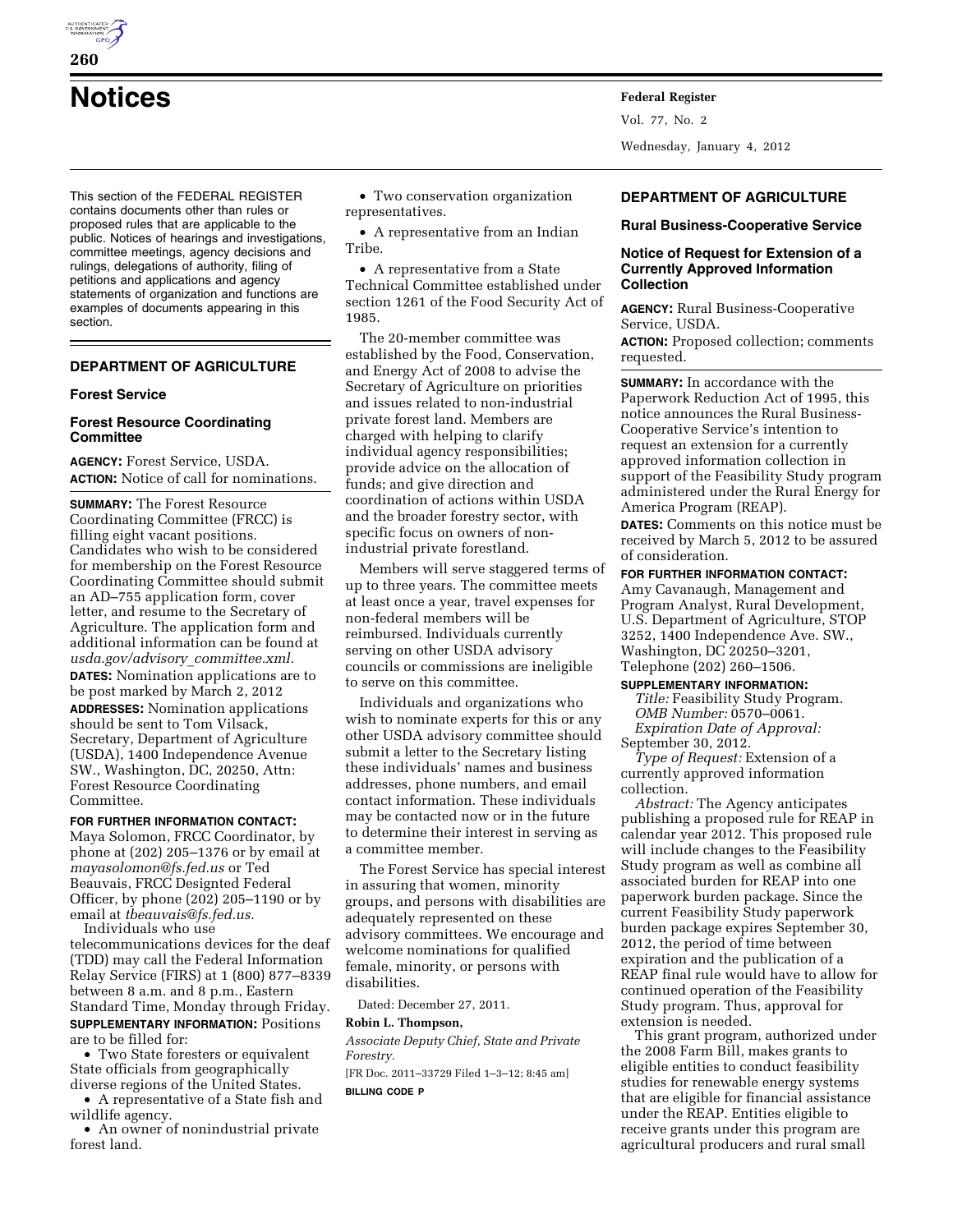# Notices

This section of the FEDERAL REGISTER contains documents other than rules or proposed rules that are applicable to the public. Notices of hearings and investigations, committee meetings, agency decisions and rulings, delegations of authority, filing of petitions and applications and agency statements of organization and functions are examples of documents appearing in this section.

## DEPARTMENT OF AGRICULTURE

### Forest Service

### Forest Resource Coordinating Committee

**AGENCY:** Forest Service, USDA.

**ACTION:** Notice of call for nominations.

**SUMMARY:** The Forest Resource Coordinating Committee (FRCC) is filling eight vacant positions. Candidates who wish to be considered for membership on the Forest Resource Coordinating Committee should submit an AD–755 application form, cover letter, and resume to the Secretary of Agriculture. The application form and additional information can be found at *usda.gov/advisory_committee.xml.*

**DATES:** Nomination applications are to be post marked by March 2, 2012

**ADDRESSES:** Nomination applications should be sent to Tom Vilsack, Secretary, Department of Agriculture (USDA), 1400 Independence Avenue SW., Washington, DC, 20250, Attn: Forest Resource Coordinating Committee.

**FOR FURTHER INFORMATION CONTACT:** Maya Solomon, FRCC Coordinator, by phone at (202) 205–1376 or by email at *mayasolomon@fs.fed.us* or Ted Beauvais, FRCC Designted Federal Officer, by phone (202) 205–1190 or by email at *tbeauvais@fs.fed.us.*

Individuals who use telecommunications devices for the deaf (TDD) may call the Federal Information Relay Service (FIRS) at 1 (800) 877–8339 between 8 a.m. and 8 p.m., Eastern Standard Time, Monday through Friday.

**SUPPLEMENTARY INFORMATION:** Positions are to be filled for:

- Two State foresters or equivalent State officials from geographically diverse regions of the United States.
- A representative of a State fish and wildlife agency.
- An owner of nonindustrial private forest land.
- Two conservation organization representatives.
- A representative from an Indian Tribe.
- A representative from a State Technical Committee established under section 1261 of the Food Security Act of 1985.

The 20-member committee was established by the Food, Conservation, and Energy Act of 2008 to advise the Secretary of Agriculture on priorities and issues related to non-industrial private forest land. Members are charged with helping to clarify individual agency responsibilities; provide advice on the allocation of funds; and give direction and coordination of actions within USDA and the broader forestry sector, with specific focus on owners of non-industrial private forestland.

Members will serve staggered terms of up to three years. The committee meets at least once a year, travel expenses for non-federal members will be reimbursed. Individuals currently serving on other USDA advisory councils or commissions are ineligible to serve on this committee.

Individuals and organizations who wish to nominate experts for this or any other USDA advisory committee should submit a letter to the Secretary listing these individuals' names and business addresses, phone numbers, and email contact information. These individuals may be contacted now or in the future to determine their interest in serving as a committee member.

The Forest Service has special interest in assuring that women, minority groups, and persons with disabilities are adequately represented on these advisory committees. We encourage and welcome nominations for qualified female, minority, or persons with disabilities.

Dated: December 27, 2011.

**Robin L. Thompson,**

*Associate Deputy Chief, State and Private Forestry.*

[FR Doc. 2011–33729 Filed 1–3–12; 8:45 am]

**BILLING CODE P**

## DEPARTMENT OF AGRICULTURE

### Rural Business-Cooperative Service

### Notice of Request for Extension of a Currently Approved Information Collection

**AGENCY:** Rural Business-Cooperative Service, USDA.

**ACTION:** Proposed collection; comments requested.

**SUMMARY:** In accordance with the Paperwork Reduction Act of 1995, this notice announces the Rural Business-Cooperative Service's intention to request an extension for a currently approved information collection in support of the Feasibility Study program administered under the Rural Energy for America Program (REAP).

**DATES:** Comments on this notice must be received by March 5, 2012 to be assured of consideration.

**FOR FURTHER INFORMATION CONTACT:** Amy Cavanaugh, Management and Program Analyst, Rural Development, U.S. Department of Agriculture, STOP 3252, 1400 Independence Ave. SW., Washington, DC 20250–3201, Telephone (202) 260–1506.

**SUPPLEMENTARY INFORMATION:**

*Title:* Feasibility Study Program.

*OMB Number:* 0570–0061.

*Expiration Date of Approval:* September 30, 2012.

*Type of Request:* Extension of a currently approved information collection.

*Abstract:* The Agency anticipates publishing a proposed rule for REAP in calendar year 2012. This proposed rule will include changes to the Feasibility Study program as well as combine all associated burden for REAP into one paperwork burden package. Since the current Feasibility Study paperwork burden package expires September 30, 2012, the period of time between expiration and the publication of a REAP final rule would have to allow for continued operation of the Feasibility Study program. Thus, approval for extension is needed.

This grant program, authorized under the 2008 Farm Bill, makes grants to eligible entities to conduct feasibility studies for renewable energy systems that are eligible for financial assistance under the REAP. Entities eligible to receive grants under this program are agricultural producers and rural small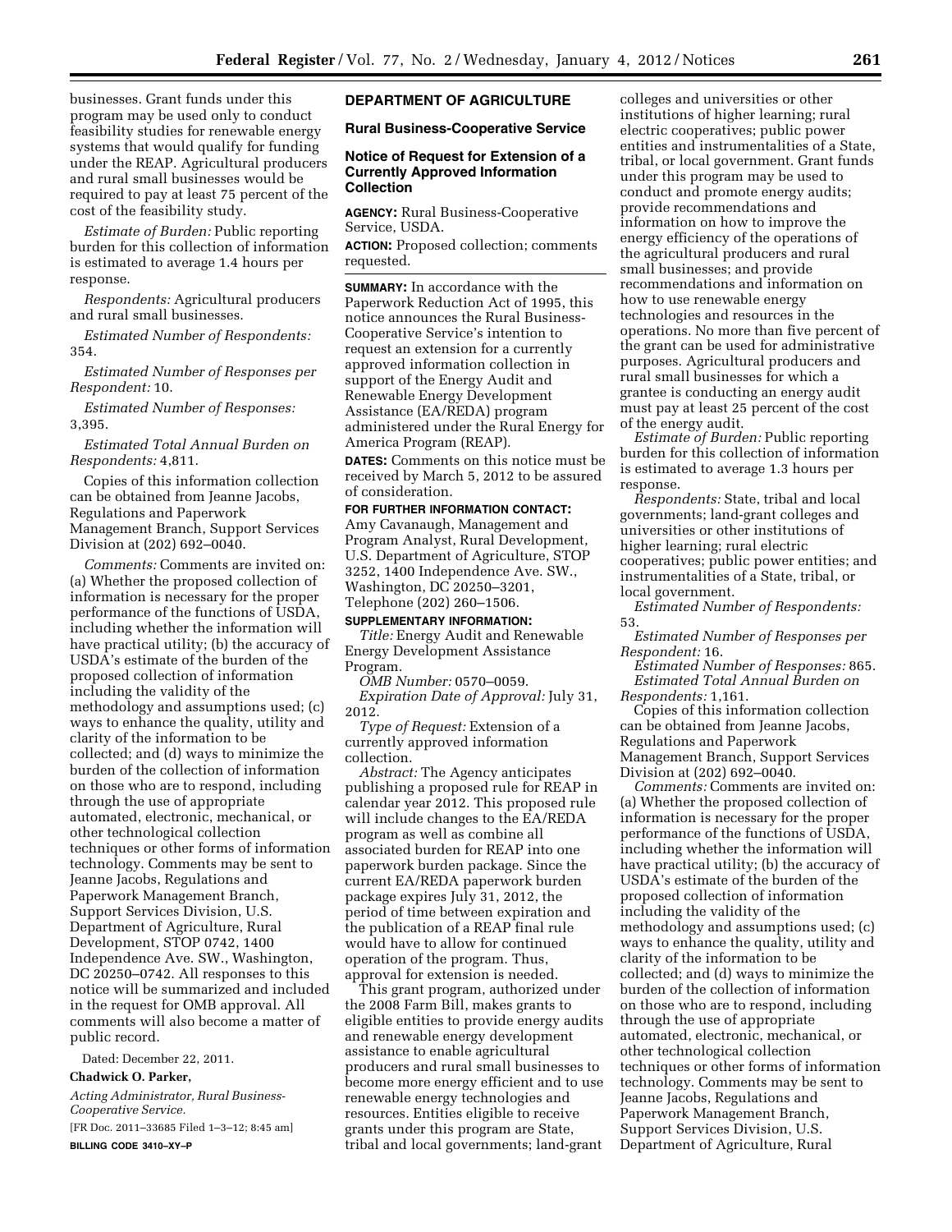businesses. Grant funds under this program may be used only to conduct feasibility studies for renewable energy systems that would qualify for funding under the REAP. Agricultural producers and rural small businesses would be required to pay at least 75 percent of the cost of the feasibility study.

*Estimate of Burden:* Public reporting burden for this collection of information is estimated to average 1.4 hours per response.

*Respondents:* Agricultural producers and rural small businesses.

*Estimated Number of Respondents:* 354.

*Estimated Number of Responses per Respondent:* 10.

*Estimated Number of Responses:* 3,395.

*Estimated Total Annual Burden on Respondents:* 4,811.

Copies of this information collection can be obtained from Jeanne Jacobs, Regulations and Paperwork Management Branch, Support Services Division at (202) 692–0040.

*Comments:* Comments are invited on: (a) Whether the proposed collection of information is necessary for the proper performance of the functions of USDA, including whether the information will have practical utility; (b) the accuracy of USDA's estimate of the burden of the proposed collection of information including the validity of the methodology and assumptions used; (c) ways to enhance the quality, utility and clarity of the information to be collected; and (d) ways to minimize the burden of the collection of information on those who are to respond, including through the use of appropriate automated, electronic, mechanical, or other technological collection techniques or other forms of information technology. Comments may be sent to Jeanne Jacobs, Regulations and Paperwork Management Branch, Support Services Division, U.S. Department of Agriculture, Rural Development, STOP 0742, 1400 Independence Ave. SW., Washington, DC 20250–0742. All responses to this notice will be summarized and included in the request for OMB approval. All comments will also become a matter of public record.

Dated: December 22, 2011.

**Chadwick O. Parker,**

*Acting Administrator, Rural Business-Cooperative Service.*

[FR Doc. 2011–33685 Filed 1–3–12; 8:45 am]

**BILLING CODE 3410–XY–P**

## DEPARTMENT OF AGRICULTURE

### Rural Business-Cooperative Service

### Notice of Request for Extension of a Currently Approved Information Collection

**AGENCY:** Rural Business-Cooperative Service, USDA.

**ACTION:** Proposed collection; comments requested.

**SUMMARY:** In accordance with the Paperwork Reduction Act of 1995, this notice announces the Rural Business-Cooperative Service's intention to request an extension for a currently approved information collection in support of the Energy Audit and Renewable Energy Development Assistance (EA/REDA) program administered under the Rural Energy for America Program (REAP).

**DATES:** Comments on this notice must be received by March 5, 2012 to be assured of consideration.

**FOR FURTHER INFORMATION CONTACT:** Amy Cavanaugh, Management and Program Analyst, Rural Development, U.S. Department of Agriculture, STOP 3252, 1400 Independence Ave. SW., Washington, DC 20250–3201, Telephone (202) 260–1506.

**SUPPLEMENTARY INFORMATION:**

*Title:* Energy Audit and Renewable Energy Development Assistance Program.

*OMB Number:* 0570–0059.

*Expiration Date of Approval:* July 31, 2012.

*Type of Request:* Extension of a currently approved information collection.

*Abstract:* The Agency anticipates publishing a proposed rule for REAP in calendar year 2012. This proposed rule will include changes to the EA/REDA program as well as combine all associated burden for REAP into one paperwork burden package. Since the current EA/REDA paperwork burden package expires July 31, 2012, the period of time between expiration and the publication of a REAP final rule would have to allow for continued operation of the program. Thus, approval for extension is needed.

This grant program, authorized under the 2008 Farm Bill, makes grants to eligible entities to provide energy audits and renewable energy development assistance to enable agricultural producers and rural small businesses to become more energy efficient and to use renewable energy technologies and resources. Entities eligible to receive grants under this program are State, tribal and local governments; land-grant colleges and universities or other institutions of higher learning; rural electric cooperatives; public power entities and instrumentalities of a State, tribal, or local government. Grant funds under this program may be used to conduct and promote energy audits; provide recommendations and information on how to improve the energy efficiency of the operations of the agricultural producers and rural small businesses; and provide recommendations and information on how to use renewable energy technologies and resources in the operations. No more than five percent of the grant can be used for administrative purposes. Agricultural producers and rural small businesses for which a grantee is conducting an energy audit must pay at least 25 percent of the cost of the energy audit.

*Estimate of Burden:* Public reporting burden for this collection of information is estimated to average 1.3 hours per response.

*Respondents:* State, tribal and local governments; land-grant colleges and universities or other institutions of higher learning; rural electric cooperatives; public power entities; and instrumentalities of a State, tribal, or local government.

*Estimated Number of Respondents:* 53.

*Estimated Number of Responses per Respondent:* 16.

*Estimated Number of Responses:* 865.

*Estimated Total Annual Burden on Respondents:* 1,161.

Copies of this information collection can be obtained from Jeanne Jacobs, Regulations and Paperwork Management Branch, Support Services Division at (202) 692–0040.

*Comments:* Comments are invited on: (a) Whether the proposed collection of information is necessary for the proper performance of the functions of USDA, including whether the information will have practical utility; (b) the accuracy of USDA's estimate of the burden of the proposed collection of information including the validity of the methodology and assumptions used; (c) ways to enhance the quality, utility and clarity of the information to be collected; and (d) ways to minimize the burden of the collection of information on those who are to respond, including through the use of appropriate automated, electronic, mechanical, or other technological collection techniques or other forms of information technology. Comments may be sent to Jeanne Jacobs, Regulations and Paperwork Management Branch, Support Services Division, U.S. Department of Agriculture, Rural